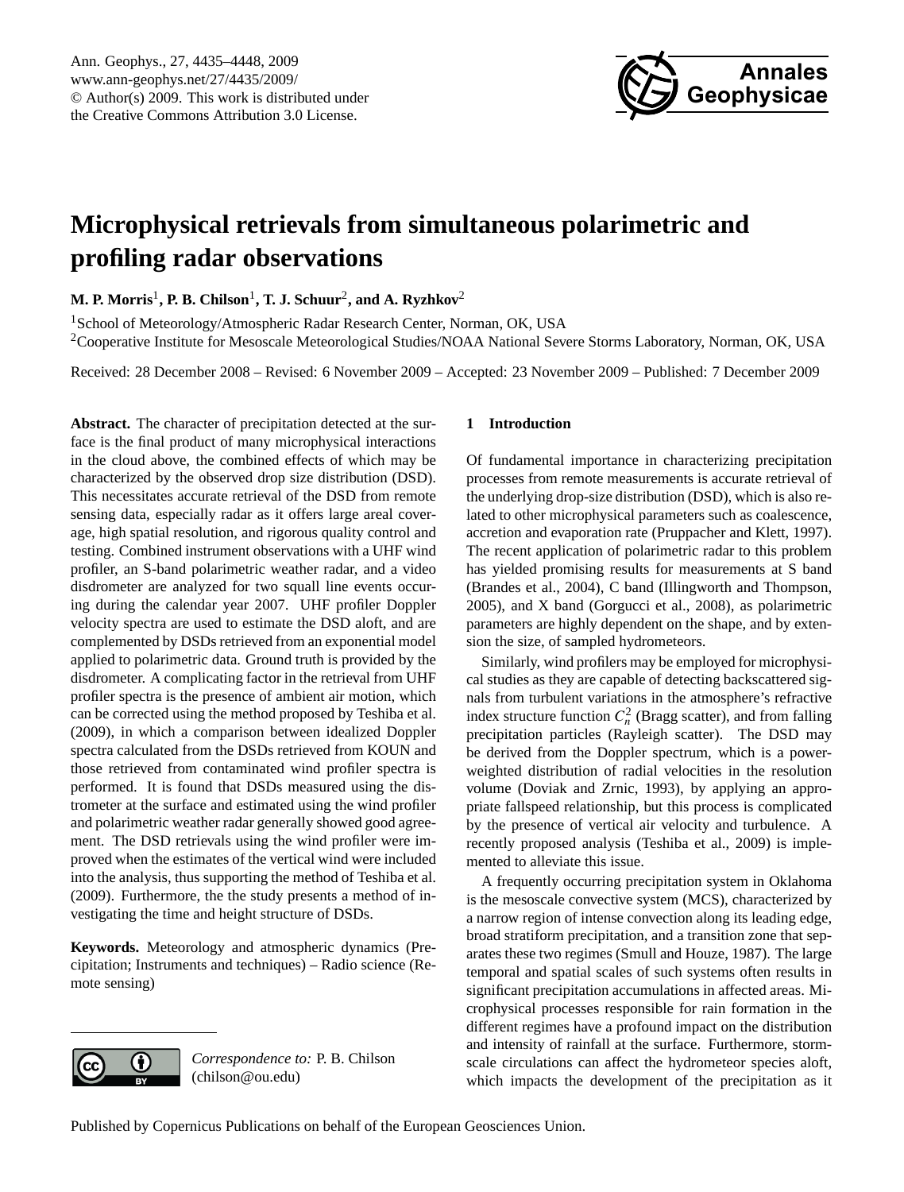# Microphysical retrievals from simultaneous polarimetric and profiling radar observations

**M. P. Morris**[1], **P. B. Chilson**[1], **T. J. Schuur**[2], **and A. Ryzhkov**[2]

[1]School of Meteorology/Atmospheric Radar Research Center, Norman, OK, USA

[2]Cooperative Institute for Mesoscale Meteorological Studies/NOAA National Severe Storms Laboratory, Norman, OK, USA

Received: 28 December 2008 – Revised: 6 November 2009 – Accepted: 23 November 2009 – Published: 7 December 2009

**Abstract.** The character of precipitation detected at the surface is the final product of many microphysical interactions in the cloud above, the combined effects of which may be characterized by the observed drop size distribution (DSD). This necessitates accurate retrieval of the DSD from remote sensing data, especially radar as it offers large areal coverage, high spatial resolution, and rigorous quality control and testing. Combined instrument observations with a UHF wind profiler, an S-band polarimetric weather radar, and a video disdrometer are analyzed for two squall line events occurring during the calendar year 2007. UHF profiler Doppler velocity spectra are used to estimate the DSD aloft, and are complemented by DSDs retrieved from an exponential model applied to polarimetric data. Ground truth is provided by the disdrometer. A complicating factor in the retrieval from UHF profiler spectra is the presence of ambient air motion, which can be corrected using the method proposed by Teshiba et al. (2009), in which a comparison between idealized Doppler spectra calculated from the DSDs retrieved from KOUN and those retrieved from contaminated wind profiler spectra is performed. It is found that DSDs measured using the distrometer at the surface and estimated using the wind profiler and polarimetric weather radar generally showed good agreement. The DSD retrievals using the wind profiler were improved when the estimates of the vertical wind were included into the analysis, thus supporting the method of Teshiba et al. (2009). Furthermore, the the study presents a method of investigating the time and height structure of DSDs.

**Keywords.** Meteorology and atmospheric dynamics (Precipitation; Instruments and techniques) – Radio science (Remote sensing)

*Correspondence to:* P. B. Chilson (chilson@ou.edu)

## 1 Introduction

Of fundamental importance in characterizing precipitation processes from remote measurements is accurate retrieval of the underlying drop-size distribution (DSD), which is also related to other microphysical parameters such as coalescence, accretion and evaporation rate (Pruppacher and Klett, 1997). The recent application of polarimetric radar to this problem has yielded promising results for measurements at S band (Brandes et al., 2004), C band (Illingworth and Thompson, 2005), and X band (Gorgucci et al., 2008), as polarimetric parameters are highly dependent on the shape, and by extension the size, of sampled hydrometeors.

Similarly, wind profilers may be employed for microphysical studies as they are capable of detecting backscattered signals from turbulent variations in the atmosphere's refractive index structure function $C_n^2$ (Bragg scatter), and from falling precipitation particles (Rayleigh scatter). The DSD may be derived from the Doppler spectrum, which is a power-weighted distribution of radial velocities in the resolution volume (Doviak and Zrnic, 1993), by applying an appropriate fallspeed relationship, but this process is complicated by the presence of vertical air velocity and turbulence. A recently proposed analysis (Teshiba et al., 2009) is implemented to alleviate this issue.

A frequently occurring precipitation system in Oklahoma is the mesoscale convective system (MCS), characterized by a narrow region of intense convection along its leading edge, broad stratiform precipitation, and a transition zone that separates these two regimes (Smull and Houze, 1987). The large temporal and spatial scales of such systems often results in significant precipitation accumulations in affected areas. Microphysical processes responsible for rain formation in the different regimes have a profound impact on the distribution and intensity of rainfall at the surface. Furthermore, storm-scale circulations can affect the hydrometeor species aloft, which impacts the development of the precipitation as it

Published by Copernicus Publications on behalf of the European Geosciences Union.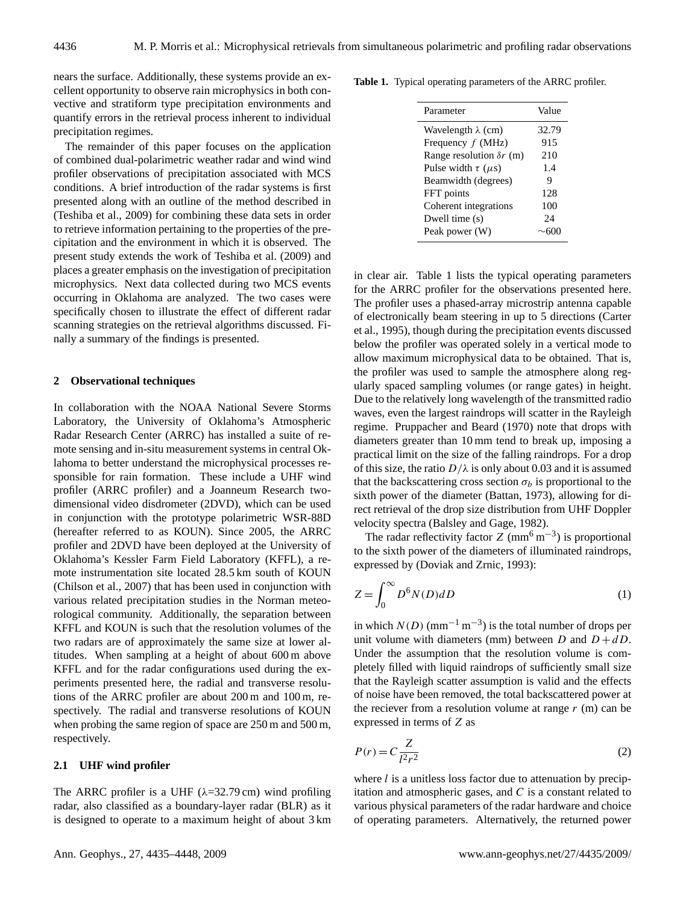nears the surface. Additionally, these systems provide an excellent opportunity to observe rain microphysics in both convective and stratiform type precipitation environments and quantify errors in the retrieval process inherent to individual precipitation regimes.

The remainder of this paper focuses on the application of combined dual-polarimetric weather radar and wind wind profiler observations of precipitation associated with MCS conditions. A brief introduction of the radar systems is first presented along with an outline of the method described in (Teshiba et al., 2009) for combining these data sets in order to retrieve information pertaining to the properties of the precipitation and the environment in which it is observed. The present study extends the work of Teshiba et al. (2009) and places a greater emphasis on the investigation of precipitation microphysics. Next data collected during two MCS events occurring in Oklahoma are analyzed. The two cases were specifically chosen to illustrate the effect of different radar scanning strategies on the retrieval algorithms discussed. Finally a summary of the findings is presented.

## 2 Observational techniques

In collaboration with the NOAA National Severe Storms Laboratory, the University of Oklahoma's Atmospheric Radar Research Center (ARRC) has installed a suite of remote sensing and in-situ measurement systems in central Oklahoma to better understand the microphysical processes responsible for rain formation. These include a UHF wind profiler (ARRC profiler) and a Joanneum Research two-dimensional video disdrometer (2DVD), which can be used in conjunction with the prototype polarimetric WSR-88D (hereafter referred to as KOUN). Since 2005, the ARRC profiler and 2DVD have been deployed at the University of Oklahoma's Kessler Farm Field Laboratory (KFFL), a remote instrumentation site located 28.5 km south of KOUN (Chilson et al., 2007) that has been used in conjunction with various related precipitation studies in the Norman meteorological community. Additionally, the separation between KFFL and KOUN is such that the resolution volumes of the two radars are of approximately the same size at lower altitudes. When sampling at a height of about 600 m above KFFL and for the radar configurations used during the experiments presented here, the radial and transverse resolutions of the ARRC profiler are about 200 m and 100 m, respectively. The radial and transverse resolutions of KOUN when probing the same region of space are 250 m and 500 m, respectively.

### 2.1 UHF wind profiler

The ARRC profiler is a UHF ($\lambda$=32.79 cm) wind profiling radar, also classified as a boundary-layer radar (BLR) as it is designed to operate to a maximum height of about 3 km in clear air. Table 1 lists the typical operating parameters for the ARRC profiler for the observations presented here. The profiler uses a phased-array microstrip antenna capable of electronically beam steering in up to 5 directions (Carter et al., 1995), though during the precipitation events discussed below the profiler was operated solely in a vertical mode to allow maximum microphysical data to be obtained. That is, the profiler was used to sample the atmosphere along regularly spaced sampling volumes (or range gates) in height. Due to the relatively long wavelength of the transmitted radio waves, even the largest raindrops will scatter in the Rayleigh regime. Pruppacher and Beard (1970) note that drops with diameters greater than 10 mm tend to break up, imposing a practical limit on the size of the falling raindrops. For a drop of this size, the ratio $D/\lambda$ is only about 0.03 and it is assumed that the backscattering cross section $\sigma_b$ is proportional to the sixth power of the diameter (Battan, 1973), allowing for direct retrieval of the drop size distribution from UHF Doppler velocity spectra (Balsley and Gage, 1982).

**Table 1.** Typical operating parameters of the ARRC profiler.

| Parameter | Value |
|---|---|
| Wavelength $\lambda$ (cm) | 32.79 |
| Frequency $f$ (MHz) | 915 |
| Range resolution $\delta r$ (m) | 210 |
| Pulse width $\tau$ ($\mu$s) | 1.4 |
| Beamwidth (degrees) | 9 |
| FFT points | 128 |
| Coherent integrations | 100 |
| Dwell time (s) | 24 |
| Peak power (W) | $\sim$600 |

The radar reflectivity factor $Z$ (mm$^6$ m$^{-3}$) is proportional to the sixth power of the diameters of illuminated raindrops, expressed by (Doviak and Zrnic, 1993):

$$Z = \int_0^\infty D^6 N(D) dD \tag{1}$$

in which $N(D)$ (mm$^{-1}$ m$^{-3}$) is the total number of drops per unit volume with diameters (mm) between $D$ and $D+dD$. Under the assumption that the resolution volume is completely filled with liquid raindrops of sufficiently small size that the Rayleigh scatter assumption is valid and the effects of noise have been removed, the total backscattered power at the reciever from a resolution volume at range $r$ (m) can be expressed in terms of $Z$ as

$$P(r) = C \frac{Z}{l^2 r^2} \tag{2}$$

where $l$ is a unitless loss factor due to attenuation by precipitation and atmospheric gases, and $C$ is a constant related to various physical parameters of the radar hardware and choice of operating parameters. Alternatively, the returned power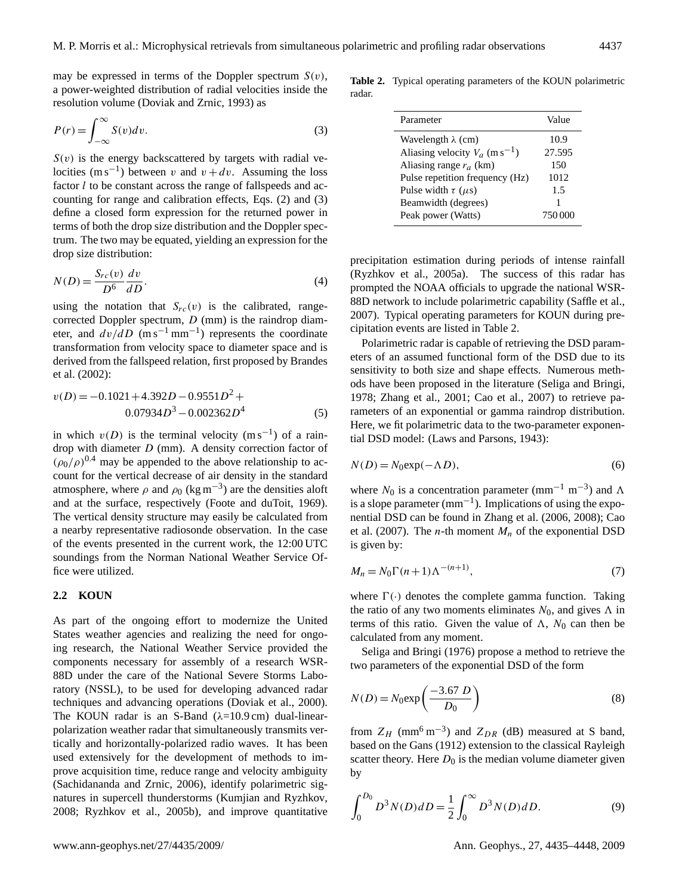may be expressed in terms of the Doppler spectrum $S(v)$, a power-weighted distribution of radial velocities inside the resolution volume (Doviak and Zrnic, 1993) as

$$P(r) = \int_{-\infty}^{\infty} S(v) dv. \tag{3}$$

$S(v)$ is the energy backscattered by targets with radial velocities ($\mathrm{m\,s^{-1}}$) between $v$ and $v+dv$. Assuming the loss factor $l$ to be constant across the range of fallspeeds and accounting for range and calibration effects, Eqs. (2) and (3) define a closed form expression for the returned power in terms of both the drop size distribution and the Doppler spectrum. The two may be equated, yielding an expression for the drop size distribution:

$$N(D) = \frac{S_{rc}(v)}{D^6} \frac{dv}{dD}. \tag{4}$$

using the notation that $S_{rc}(v)$ is the calibrated, range-corrected Doppler spectrum, $D$ (mm) is the raindrop diameter, and $dv/dD$ ($\mathrm{m\,s^{-1}\,mm^{-1}}$) represents the coordinate transformation from velocity space to diameter space and is derived from the fallspeed relation, first proposed by Brandes et al. (2002):

$$v(D) = -0.1021 + 4.392D - 0.9551D^2 + 0.07934D^3 - 0.002362D^4 \tag{5}$$

in which $v(D)$ is the terminal velocity ($\mathrm{m\,s^{-1}}$) of a raindrop with diameter $D$ (mm). A density correction factor of $(\rho_0/\rho)^{0.4}$ may be appended to the above relationship to account for the vertical decrease of air density in the standard atmosphere, where $\rho$ and $\rho_0$ ($\mathrm{kg\,m^{-3}}$) are the densities aloft and at the surface, respectively (Foote and duToit, 1969). The vertical density structure may easily be calculated from a nearby representative radiosonde observation. In the case of the events presented in the current work, the 12:00 UTC soundings from the Norman National Weather Service Office were utilized.

### 2.2 KOUN

As part of the ongoing effort to modernize the United States weather agencies and realizing the need for ongoing research, the National Weather Service provided the components necessary for assembly of a research WSR-88D under the care of the National Severe Storms Laboratory (NSSL), to be used for developing advanced radar techniques and advancing operations (Doviak et al., 2000). The KOUN radar is an S-Band ($\lambda$=10.9 cm) dual-linear-polarization weather radar that simultaneously transmits vertically and horizontally-polarized radio waves. It has been used extensively for the development of methods to improve acquisition time, reduce range and velocity ambiguity (Sachidananda and Zrnic, 2006), identify polarimetric signatures in supercell thunderstorms (Kumjian and Ryzhkov, 2008; Ryzhkov et al., 2005b), and improve quantitative precipitation estimation during periods of intense rainfall (Ryzhkov et al., 2005a). The success of this radar has prompted the NOAA officials to upgrade the national WSR-88D network to include polarimetric capability (Saffle et al., 2007). Typical operating parameters for KOUN during precipitation events are listed in Table 2.

**Table 2.** Typical operating parameters of the KOUN polarimetric radar.

| Parameter | Value |
|---|---|
| Wavelength $\lambda$ (cm) | 10.9 |
| Aliasing velocity $V_a$ ($\mathrm{m\,s^{-1}}$) | 27.595 |
| Aliasing range $r_a$ (km) | 150 |
| Pulse repetition frequency (Hz) | 1012 |
| Pulse width $\tau$ ($\mu$s) | 1.5 |
| Beamwidth (degrees) | 1 |
| Peak power (Watts) | 750 000 |

Polarimetric radar is capable of retrieving the DSD parameters of an assumed functional form of the DSD due to its sensitivity to both size and shape effects. Numerous methods have been proposed in the literature (Seliga and Bringi, 1978; Zhang et al., 2001; Cao et al., 2007) to retrieve parameters of an exponential or gamma raindrop distribution. Here, we fit polarimetric data to the two-parameter exponential DSD model: (Laws and Parsons, 1943):

$$N(D) = N_0 \exp(-\Lambda D), \tag{6}$$

where $N_0$ is a concentration parameter ($\mathrm{mm^{-1}\,m^{-3}}$) and $\Lambda$ is a slope parameter ($\mathrm{mm^{-1}}$). Implications of using the exponential DSD can be found in Zhang et al. (2006, 2008); Cao et al. (2007). The $n$-th moment $M_n$ of the exponential DSD is given by:

$$M_n = N_0 \Gamma(n+1) \Lambda^{-(n+1)}, \tag{7}$$

where $\Gamma(\cdot)$ denotes the complete gamma function. Taking the ratio of any two moments eliminates $N_0$, and gives $\Lambda$ in terms of this ratio. Given the value of $\Lambda$, $N_0$ can then be calculated from any moment.

Seliga and Bringi (1976) propose a method to retrieve the two parameters of the exponential DSD of the form

$$N(D) = N_0 \exp\left(\frac{-3.67\, D}{D_0}\right) \tag{8}$$

from $Z_H$ ($\mathrm{mm^6\,m^{-3}}$) and $Z_{DR}$ (dB) measured at S band, based on the Gans (1912) extension to the classical Rayleigh scatter theory. Here $D_0$ is the median volume diameter given by

$$\int_0^{D_0} D^3 N(D) dD = \frac{1}{2} \int_0^{\infty} D^3 N(D) dD. \tag{9}$$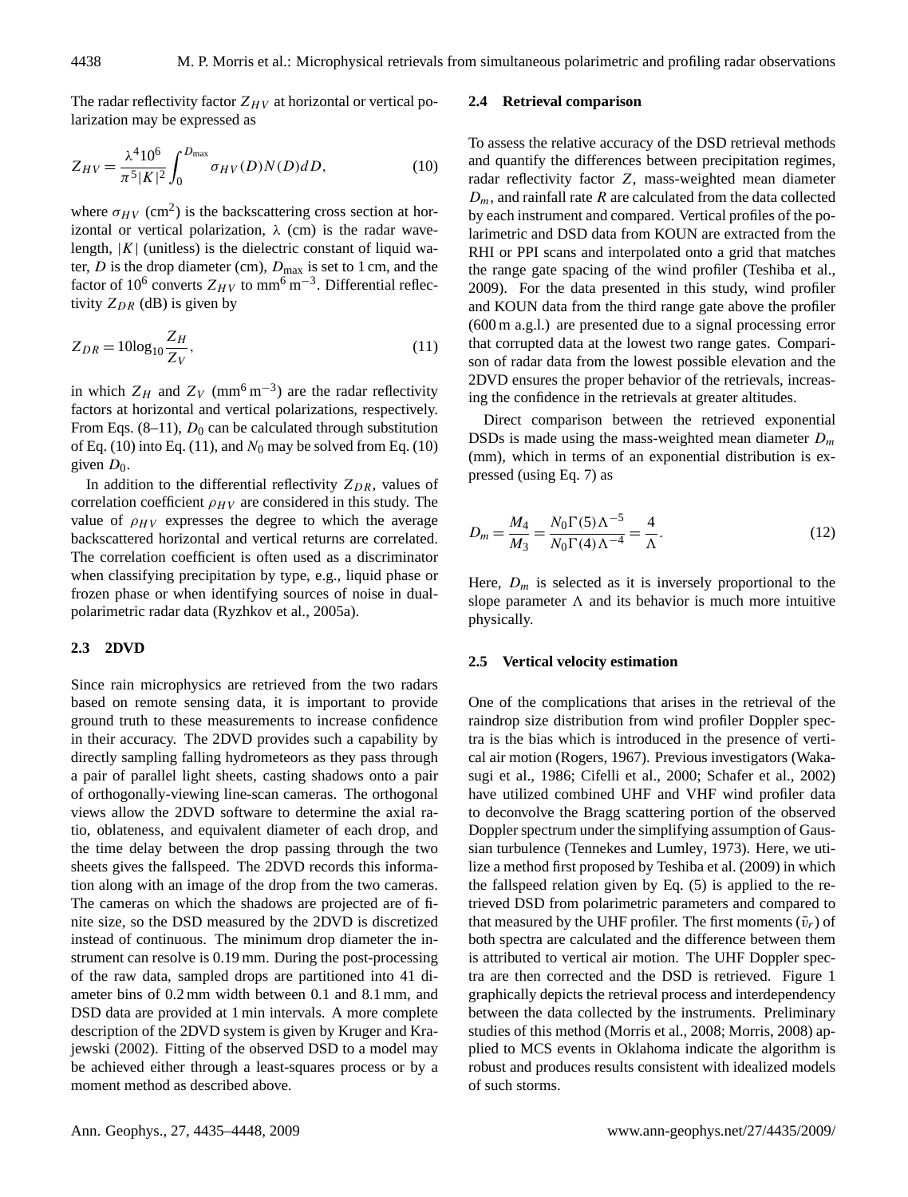The radar reflectivity factor $Z_{HV}$ at horizontal or vertical polarization may be expressed as

$$Z_{HV} = \frac{\lambda^4 10^6}{\pi^5 |K|^2} \int_0^{D_{\max}} \sigma_{HV}(D) N(D) dD, \tag{10}$$

where $\sigma_{HV}$ (cm$^2$) is the backscattering cross section at horizontal or vertical polarization, $\lambda$ (cm) is the radar wavelength, $|K|$ (unitless) is the dielectric constant of liquid water, $D$ is the drop diameter (cm), $D_{\max}$ is set to 1 cm, and the factor of $10^6$ converts $Z_{HV}$ to mm$^6$ m$^{-3}$. Differential reflectivity $Z_{DR}$ (dB) is given by

$$Z_{DR} = 10\log_{10} \frac{Z_H}{Z_V}, \tag{11}$$

in which $Z_H$ and $Z_V$ (mm$^6$ m$^{-3}$) are the radar reflectivity factors at horizontal and vertical polarizations, respectively. From Eqs. (8–11), $D_0$ can be calculated through substitution of Eq. (10) into Eq. (11), and $N_0$ may be solved from Eq. (10) given $D_0$.

In addition to the differential reflectivity $Z_{DR}$, values of correlation coefficient $\rho_{HV}$ are considered in this study. The value of $\rho_{HV}$ expresses the degree to which the average backscattered horizontal and vertical returns are correlated. The correlation coefficient is often used as a discriminator when classifying precipitation by type, e.g., liquid phase or frozen phase or when identifying sources of noise in dual-polarimetric radar data (Ryzhkov et al., 2005a).

### 2.3 2DVD

Since rain microphysics are retrieved from the two radars based on remote sensing data, it is important to provide ground truth to these measurements to increase confidence in their accuracy. The 2DVD provides such a capability by directly sampling falling hydrometeors as they pass through a pair of parallel light sheets, casting shadows onto a pair of orthogonally-viewing line-scan cameras. The orthogonal views allow the 2DVD software to determine the axial ratio, oblateness, and equivalent diameter of each drop, and the time delay between the drop passing through the two sheets gives the fallspeed. The 2DVD records this information along with an image of the drop from the two cameras. The cameras on which the shadows are projected are of finite size, so the DSD measured by the 2DVD is discretized instead of continuous. The minimum drop diameter the instrument can resolve is 0.19 mm. During the post-processing of the raw data, sampled drops are partitioned into 41 diameter bins of 0.2 mm width between 0.1 and 8.1 mm, and DSD data are provided at 1 min intervals. A more complete description of the 2DVD system is given by Kruger and Krajewski (2002). Fitting of the observed DSD to a model may be achieved either through a least-squares process or by a moment method as described above.

### 2.4 Retrieval comparison

To assess the relative accuracy of the DSD retrieval methods and quantify the differences between precipitation regimes, radar reflectivity factor $Z$, mass-weighted mean diameter $D_m$, and rainfall rate $R$ are calculated from the data collected by each instrument and compared. Vertical profiles of the polarimetric and DSD data from KOUN are extracted from the RHI or PPI scans and interpolated onto a grid that matches the range gate spacing of the wind profiler (Teshiba et al., 2009). For the data presented in this study, wind profiler and KOUN data from the third range gate above the profiler (600 m a.g.l.) are presented due to a signal processing error that corrupted data at the lowest two range gates. Comparison of radar data from the lowest possible elevation and the 2DVD ensures the proper behavior of the retrievals, increasing the confidence in the retrievals at greater altitudes.

Direct comparison between the retrieved exponential DSDs is made using the mass-weighted mean diameter $D_m$ (mm), which in terms of an exponential distribution is expressed (using Eq. 7) as

$$D_m = \frac{M_4}{M_3} = \frac{N_0 \Gamma(5) \Lambda^{-5}}{N_0 \Gamma(4) \Lambda^{-4}} = \frac{4}{\Lambda}. \tag{12}$$

Here, $D_m$ is selected as it is inversely proportional to the slope parameter $\Lambda$ and its behavior is much more intuitive physically.

### 2.5 Vertical velocity estimation

One of the complications that arises in the retrieval of the raindrop size distribution from wind profiler Doppler spectra is the bias which is introduced in the presence of vertical air motion (Rogers, 1967). Previous investigators (Wakasugi et al., 1986; Cifelli et al., 2000; Schafer et al., 2002) have utilized combined UHF and VHF wind profiler data to deconvolve the Bragg scattering portion of the observed Doppler spectrum under the simplifying assumption of Gaussian turbulence (Tennekes and Lumley, 1973). Here, we utilize a method first proposed by Teshiba et al. (2009) in which the fallspeed relation given by Eq. (5) is applied to the retrieved DSD from polarimetric parameters and compared to that measured by the UHF profiler. The first moments ($\bar{v}_r$) of both spectra are calculated and the difference between them is attributed to vertical air motion. The UHF Doppler spectra are then corrected and the DSD is retrieved. Figure 1 graphically depicts the retrieval process and interdependency between the data collected by the instruments. Preliminary studies of this method (Morris et al., 2008; Morris, 2008) applied to MCS events in Oklahoma indicate the algorithm is robust and produces results consistent with idealized models of such storms.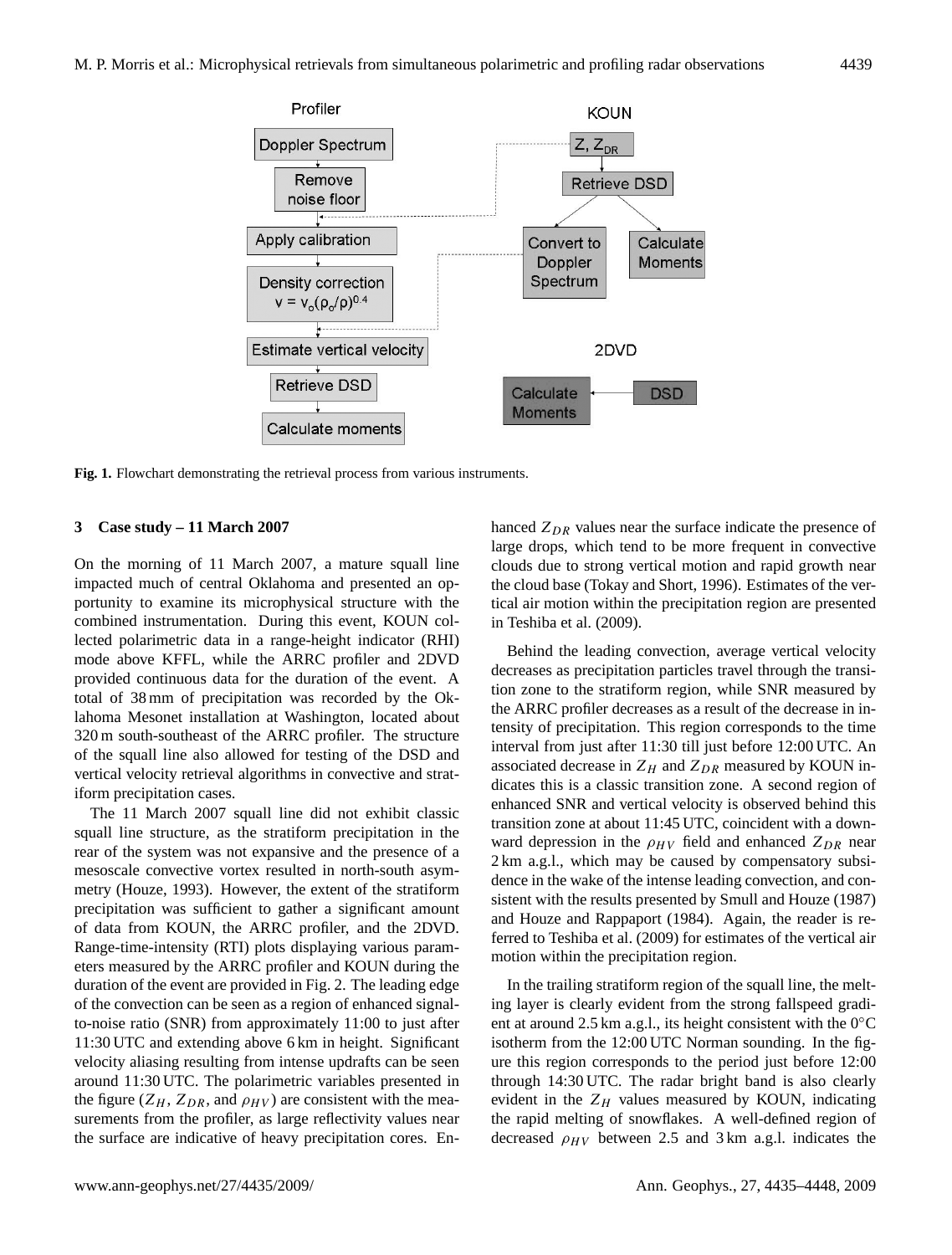**Fig. 1.** Flowchart demonstrating the retrieval process from various instruments.

## 3 Case study – 11 March 2007

On the morning of 11 March 2007, a mature squall line impacted much of central Oklahoma and presented an opportunity to examine its microphysical structure with the combined instrumentation. During this event, KOUN collected polarimetric data in a range-height indicator (RHI) mode above KFFL, while the ARRC profiler and 2DVD provided continuous data for the duration of the event. A total of 38 mm of precipitation was recorded by the Oklahoma Mesonet installation at Washington, located about 320 m south-southeast of the ARRC profiler. The structure of the squall line also allowed for testing of the DSD and vertical velocity retrieval algorithms in convective and stratiform precipitation cases.

The 11 March 2007 squall line did not exhibit classic squall line structure, as the stratiform precipitation in the rear of the system was not expansive and the presence of a mesoscale convective vortex resulted in north-south asymmetry (Houze, 1993). However, the extent of the stratiform precipitation was sufficient to gather a significant amount of data from KOUN, the ARRC profiler, and the 2DVD. Range-time-intensity (RTI) plots displaying various parameters measured by the ARRC profiler and KOUN during the duration of the event are provided in Fig. 2. The leading edge of the convection can be seen as a region of enhanced signal-to-noise ratio (SNR) from approximately 11:00 to just after 11:30 UTC and extending above 6 km in height. Significant velocity aliasing resulting from intense updrafts can be seen around 11:30 UTC. The polarimetric variables presented in the figure ($Z_H$, $Z_{DR}$, and $\rho_{HV}$) are consistent with the measurements from the profiler, as large reflectivity values near the surface are indicative of heavy precipitation cores. Enhanced $Z_{DR}$ values near the surface indicate the presence of large drops, which tend to be more frequent in convective clouds due to strong vertical motion and rapid growth near the cloud base (Tokay and Short, 1996). Estimates of the vertical air motion within the precipitation region are presented in Teshiba et al. (2009).

Behind the leading convection, average vertical velocity decreases as precipitation particles travel through the transition zone to the stratiform region, while SNR measured by the ARRC profiler decreases as a result of the decrease in intensity of precipitation. This region corresponds to the time interval from just after 11:30 till just before 12:00 UTC. An associated decrease in $Z_H$ and $Z_{DR}$ measured by KOUN indicates this is a classic transition zone. A second region of enhanced SNR and vertical velocity is observed behind this transition zone at about 11:45 UTC, coincident with a downward depression in the $\rho_{HV}$ field and enhanced $Z_{DR}$ near 2 km a.g.l., which may be caused by compensatory subsidence in the wake of the intense leading convection, and consistent with the results presented by Smull and Houze (1987) and Houze and Rappaport (1984). Again, the reader is referred to Teshiba et al. (2009) for estimates of the vertical air motion within the precipitation region.

In the trailing stratiform region of the squall line, the melting layer is clearly evident from the strong fallspeed gradient at around 2.5 km a.g.l., its height consistent with the 0°C isotherm from the 12:00 UTC Norman sounding. In the figure this region corresponds to the period just before 12:00 through 14:30 UTC. The radar bright band is also clearly evident in the $Z_H$ values measured by KOUN, indicating the rapid melting of snowflakes. A well-defined region of decreased $\rho_{HV}$ between 2.5 and 3 km a.g.l. indicates the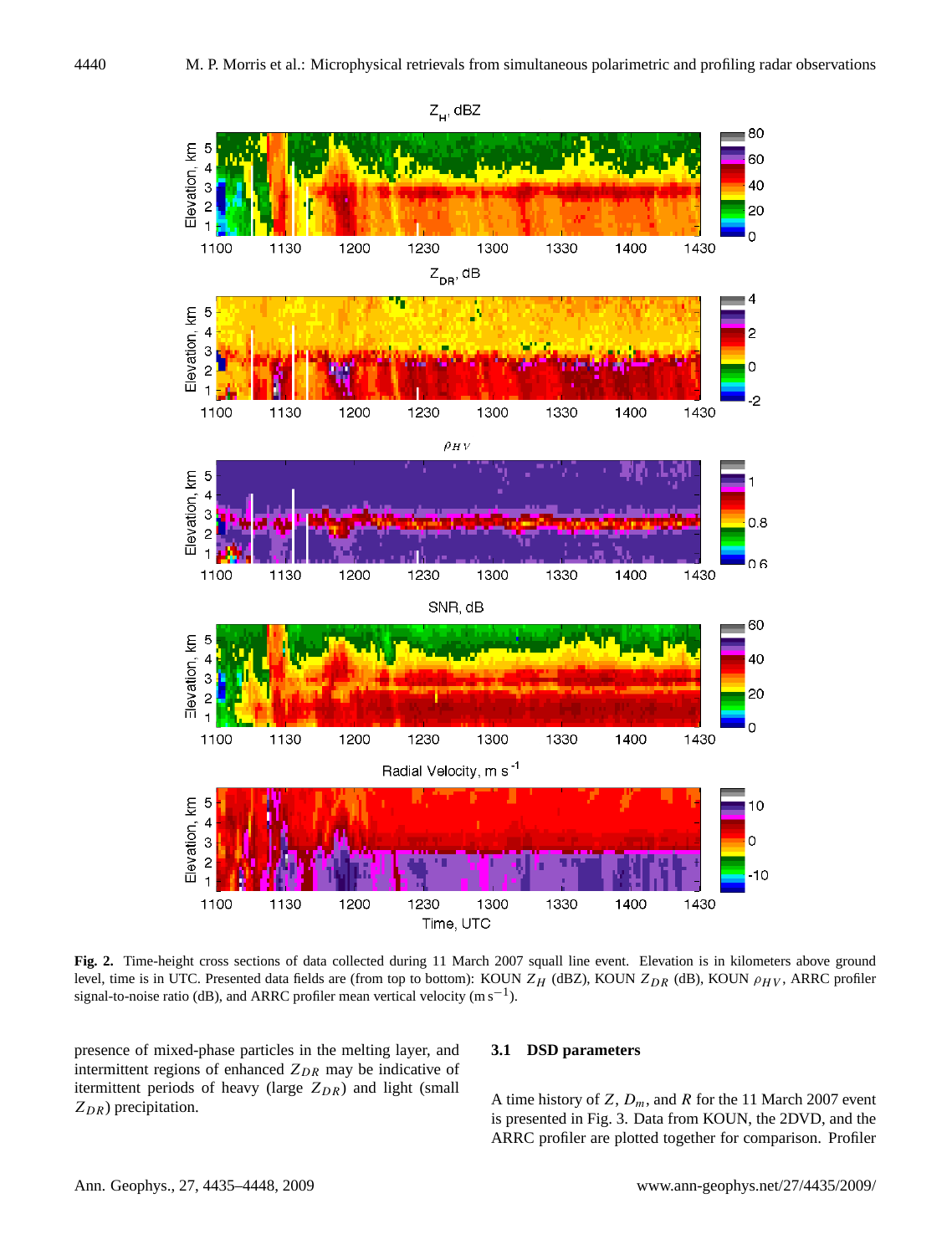**Fig. 2.** Time-height cross sections of data collected during 11 March 2007 squall line event. Elevation is in kilometers above ground level, time is in UTC. Presented data fields are (from top to bottom): KOUN $Z_H$ (dBZ), KOUN $Z_{DR}$ (dB), KOUN $\rho_{HV}$, ARRC profiler signal-to-noise ratio (dB), and ARRC profiler mean vertical velocity (m s$^{-1}$).

presence of mixed-phase particles in the melting layer, and intermittent regions of enhanced $Z_{DR}$ may be indicative of intermittent periods of heavy (large $Z_{DR}$) and light (small $Z_{DR}$) precipitation.

### 3.1 DSD parameters

A time history of $Z$, $D_m$, and $R$ for the 11 March 2007 event is presented in Fig. 3. Data from KOUN, the 2DVD, and the ARRC profiler are plotted together for comparison. Profiler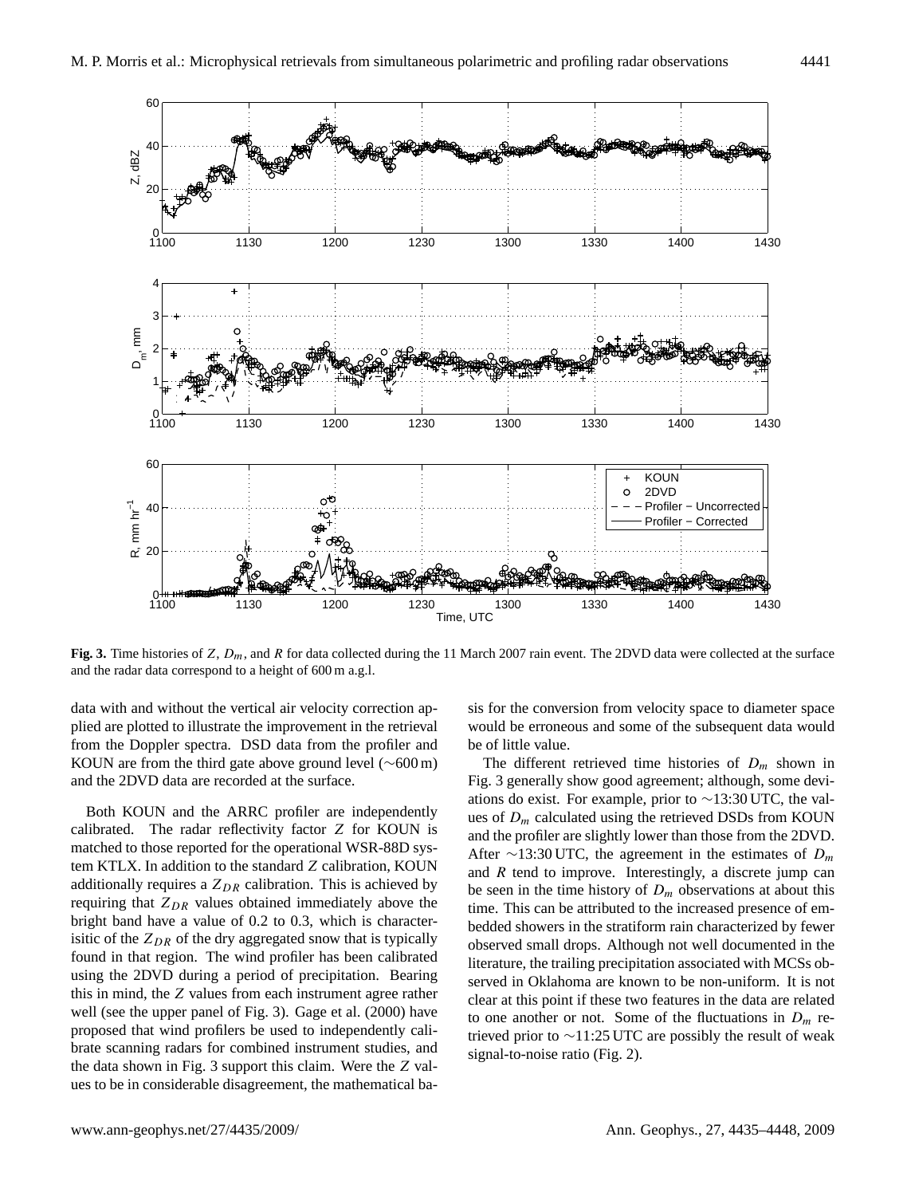**Fig. 3.** Time histories of $Z$, $D_m$, and $R$ for data collected during the 11 March 2007 rain event. The 2DVD data were collected at the surface and the radar data correspond to a height of 600 m a.g.l.

data with and without the vertical air velocity correction applied are plotted to illustrate the improvement in the retrieval from the Doppler spectra. DSD data from the profiler and KOUN are from the third gate above ground level (∼600 m) and the 2DVD data are recorded at the surface.

Both KOUN and the ARRC profiler are independently calibrated. The radar reflectivity factor $Z$ for KOUN is matched to those reported for the operational WSR-88D system KTLX. In addition to the standard $Z$ calibration, KOUN additionally requires a $Z_{DR}$ calibration. This is achieved by requiring that $Z_{DR}$ values obtained immediately above the bright band have a value of 0.2 to 0.3, which is characterisitic of the $Z_{DR}$ of the dry aggregated snow that is typically found in that region. The wind profiler has been calibrated using the 2DVD during a period of precipitation. Bearing this in mind, the $Z$ values from each instrument agree rather well (see the upper panel of Fig. 3). Gage et al. (2000) have proposed that wind profilers be used to independently calibrate scanning radars for combined instrument studies, and the data shown in Fig. 3 support this claim. Were the $Z$ values to be in considerable disagreement, the mathematical basis for the conversion from velocity space to diameter space would be erroneous and some of the subsequent data would be of little value.

The different retrieved time histories of $D_m$ shown in Fig. 3 generally show good agreement; although, some deviations do exist. For example, prior to ∼13:30 UTC, the values of $D_m$ calculated using the retrieved DSDs from KOUN and the profiler are slightly lower than those from the 2DVD. After ∼13:30 UTC, the agreement in the estimates of $D_m$ and $R$ tend to improve. Interestingly, a discrete jump can be seen in the time history of $D_m$ observations at about this time. This can be attributed to the increased presence of embedded showers in the stratiform rain characterized by fewer observed small drops. Although not well documented in the literature, the trailing precipitation associated with MCSs observed in Oklahoma are known to be non-uniform. It is not clear at this point if these two features in the data are related to one another or not. Some of the fluctuations in $D_m$ retrieved prior to ∼11:25 UTC are possibly the result of weak signal-to-noise ratio (Fig. 2).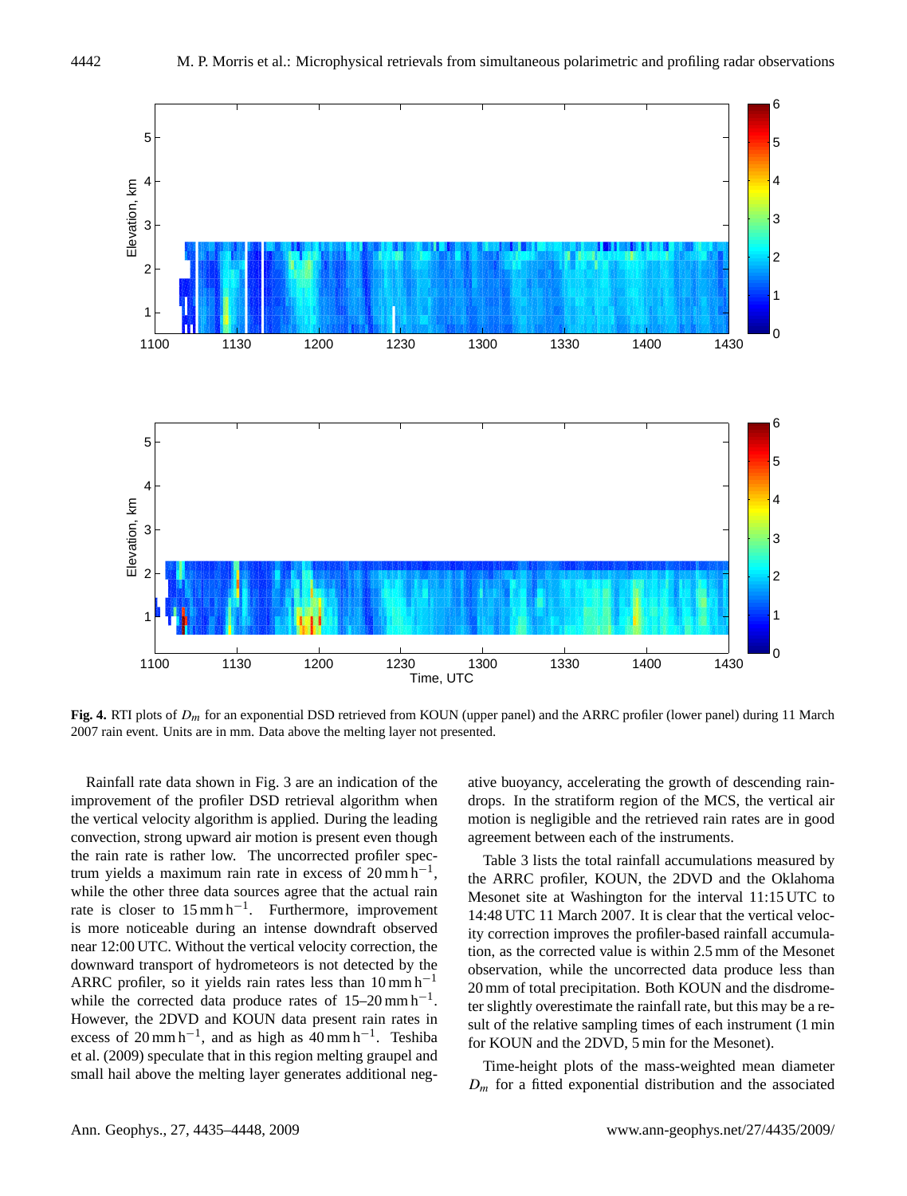**Fig. 4.** RTI plots of $D_m$ for an exponential DSD retrieved from KOUN (upper panel) and the ARRC profiler (lower panel) during 11 March 2007 rain event. Units are in mm. Data above the melting layer not presented.

Rainfall rate data shown in Fig. 3 are an indication of the improvement of the profiler DSD retrieval algorithm when the vertical velocity algorithm is applied. During the leading convection, strong upward air motion is present even though the rain rate is rather low. The uncorrected profiler spectrum yields a maximum rain rate in excess of 20 mm h$^{-1}$, while the other three data sources agree that the actual rain rate is closer to 15 mm h$^{-1}$. Furthermore, improvement is more noticeable during an intense downdraft observed near 12:00 UTC. Without the vertical velocity correction, the downward transport of hydrometeors is not detected by the ARRC profiler, so it yields rain rates less than 10 mm h$^{-1}$ while the corrected data produce rates of 15–20 mm h$^{-1}$. However, the 2DVD and KOUN data present rain rates in excess of 20 mm h$^{-1}$, and as high as 40 mm h$^{-1}$. Teshiba et al. (2009) speculate that in this region melting graupel and small hail above the melting layer generates additional negative buoyancy, accelerating the growth of descending raindrops. In the stratiform region of the MCS, the vertical air motion is negligible and the retrieved rain rates are in good agreement between each of the instruments.

Table 3 lists the total rainfall accumulations measured by the ARRC profiler, KOUN, the 2DVD and the Oklahoma Mesonet site at Washington for the interval 11:15 UTC to 14:48 UTC 11 March 2007. It is clear that the vertical velocity correction improves the profiler-based rainfall accumulation, as the corrected value is within 2.5 mm of the Mesonet observation, while the uncorrected data produce less than 20 mm of total precipitation. Both KOUN and the disdrometer slightly overestimate the rainfall rate, but this may be a result of the relative sampling times of each instrument (1 min for KOUN and the 2DVD, 5 min for the Mesonet).

Time-height plots of the mass-weighted mean diameter $D_m$ for a fitted exponential distribution and the associated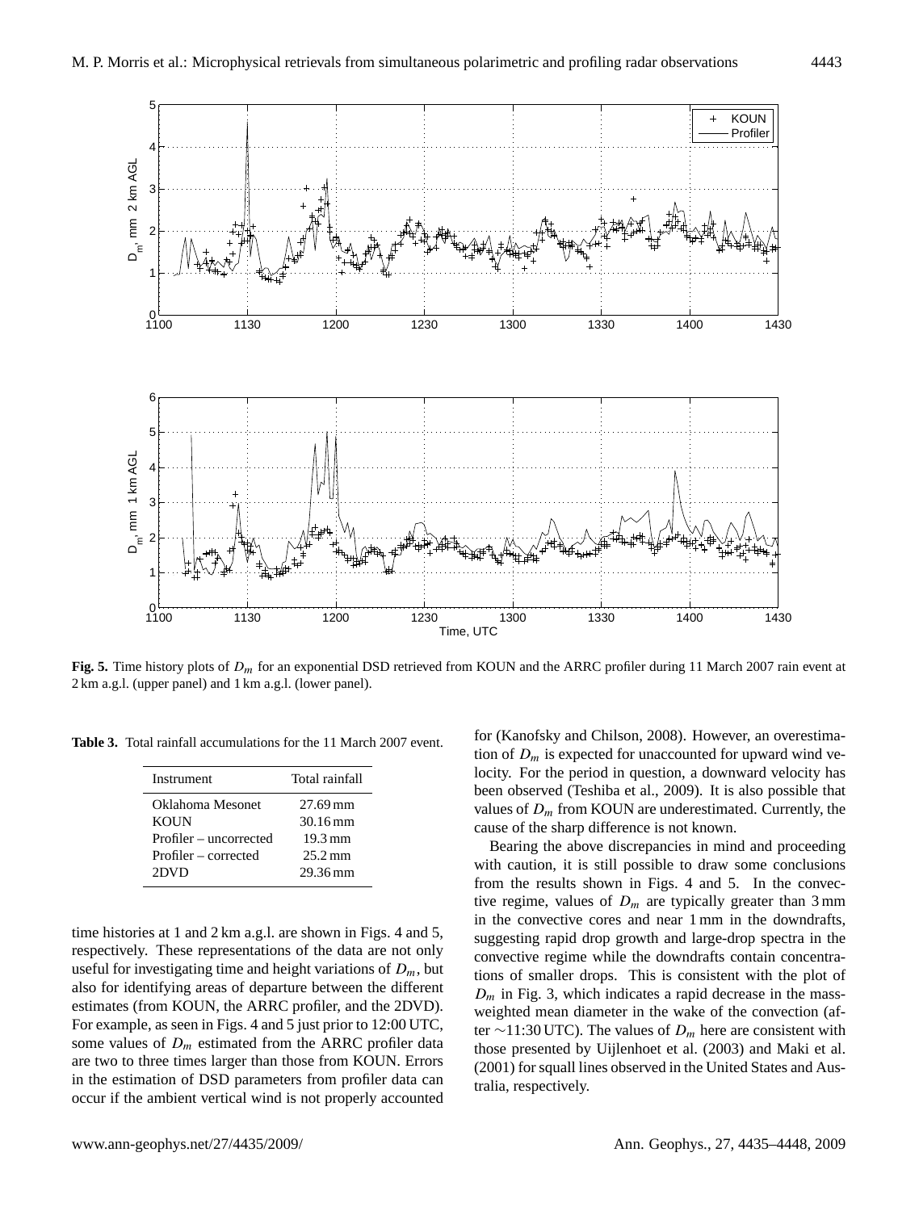**Fig. 5.** Time history plots of $D_m$ for an exponential DSD retrieved from KOUN and the ARRC profiler during 11 March 2007 rain event at 2 km a.g.l. (upper panel) and 1 km a.g.l. (lower panel).

**Table 3.** Total rainfall accumulations for the 11 March 2007 event.

| Instrument | Total rainfall |
|---|---|
| Oklahoma Mesonet | 27.69 mm |
| KOUN | 30.16 mm |
| Profiler – uncorrected | 19.3 mm |
| Profiler – corrected | 25.2 mm |
| 2DVD | 29.36 mm |

time histories at 1 and 2 km a.g.l. are shown in Figs. 4 and 5, respectively. These representations of the data are not only useful for investigating time and height variations of $D_m$, but also for identifying areas of departure between the different estimates (from KOUN, the ARRC profiler, and the 2DVD). For example, as seen in Figs. 4 and 5 just prior to 12:00 UTC, some values of $D_m$ estimated from the ARRC profiler data are two to three times larger than those from KOUN. Errors in the estimation of DSD parameters from profiler data can occur if the ambient vertical wind is not properly accounted for (Kanofsky and Chilson, 2008). However, an overestimation of $D_m$ is expected for unaccounted for upward wind velocity. For the period in question, a downward velocity has been observed (Teshiba et al., 2009). It is also possible that values of $D_m$ from KOUN are underestimated. Currently, the cause of the sharp difference is not known.

Bearing the above discrepancies in mind and proceeding with caution, it is still possible to draw some conclusions from the results shown in Figs. 4 and 5. In the convective regime, values of $D_m$ are typically greater than 3 mm in the convective cores and near 1 mm in the downdrafts, suggesting rapid drop growth and large-drop spectra in the convective regime while the downdrafts contain concentrations of smaller drops. This is consistent with the plot of $D_m$ in Fig. 3, which indicates a rapid decrease in the mass-weighted mean diameter in the wake of the convection (after ~11:30 UTC). The values of $D_m$ here are consistent with those presented by Uijlenhoet et al. (2003) and Maki et al. (2001) for squall lines observed in the United States and Australia, respectively.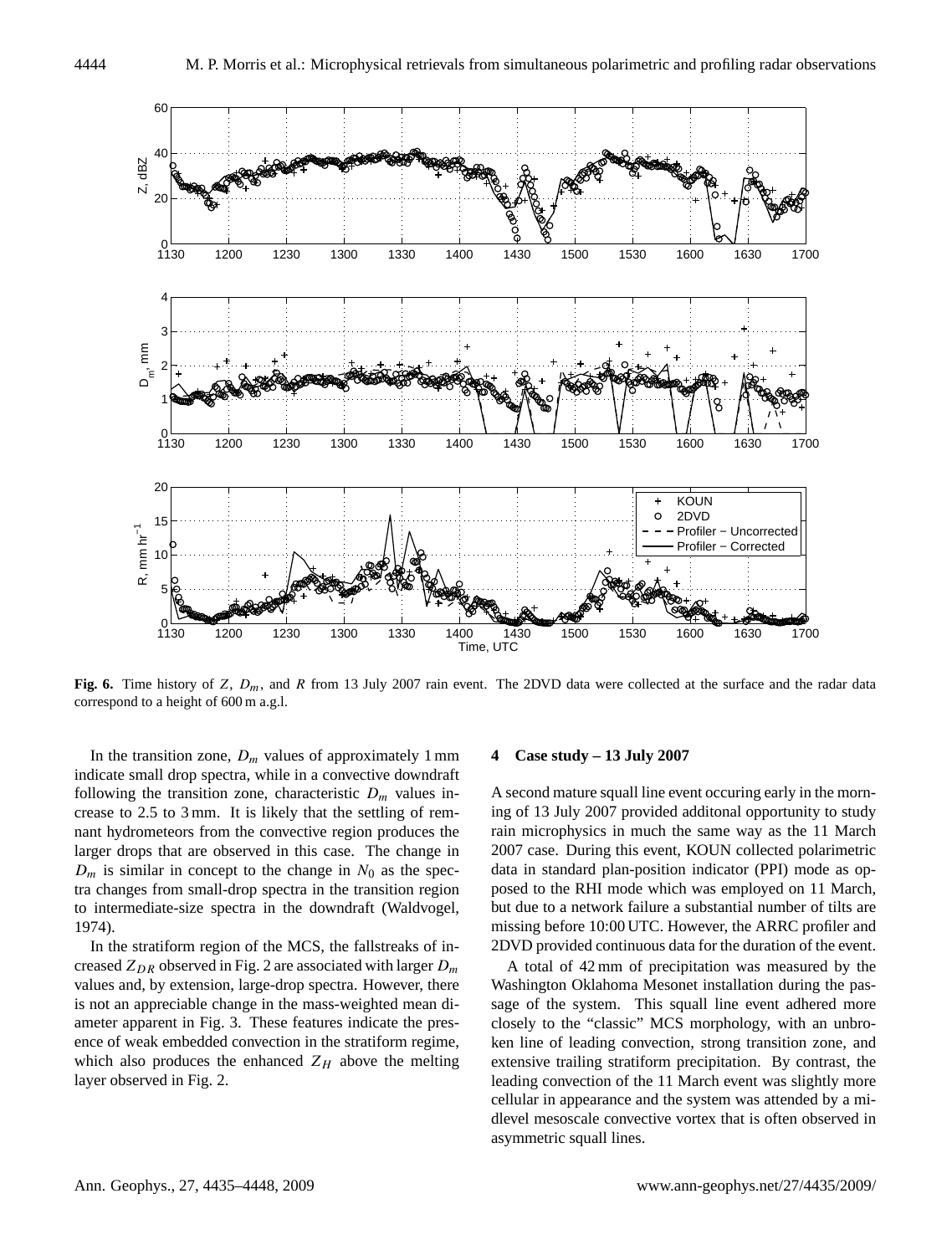**Fig. 6.** Time history of $Z$, $D_m$, and $R$ from 13 July 2007 rain event. The 2DVD data were collected at the surface and the radar data correspond to a height of 600 m a.g.l.

In the transition zone, $D_m$ values of approximately 1 mm indicate small drop spectra, while in a convective downdraft following the transition zone, characteristic $D_m$ values increase to 2.5 to 3 mm. It is likely that the settling of remnant hydrometeors from the convective region produces the larger drops that are observed in this case. The change in $D_m$ is similar in concept to the change in $N_0$ as the spectra changes from small-drop spectra in the transition region to intermediate-size spectra in the downdraft (Waldvogel, 1974).

In the stratiform region of the MCS, the fallstreaks of increased $Z_{DR}$ observed in Fig. 2 are associated with larger $D_m$ values and, by extension, large-drop spectra. However, there is not an appreciable change in the mass-weighted mean diameter apparent in Fig. 3. These features indicate the presence of weak embedded convection in the stratiform regime, which also produces the enhanced $Z_H$ above the melting layer observed in Fig. 2.

## 4 Case study – 13 July 2007

A second mature squall line event occuring early in the morning of 13 July 2007 provided additonal opportunity to study rain microphysics in much the same way as the 11 March 2007 case. During this event, KOUN collected polarimetric data in standard plan-position indicator (PPI) mode as opposed to the RHI mode which was employed on 11 March, but due to a network failure a substantial number of tilts are missing before 10:00 UTC. However, the ARRC profiler and 2DVD provided continuous data for the duration of the event.

A total of 42 mm of precipitation was measured by the Washington Oklahoma Mesonet installation during the passage of the system. This squall line event adhered more closely to the "classic" MCS morphology, with an unbroken line of leading convection, strong transition zone, and extensive trailing stratiform precipitation. By contrast, the leading convection of the 11 March event was slightly more cellular in appearance and the system was attended by a midlevel mesoscale convective vortex that is often observed in asymmetric squall lines.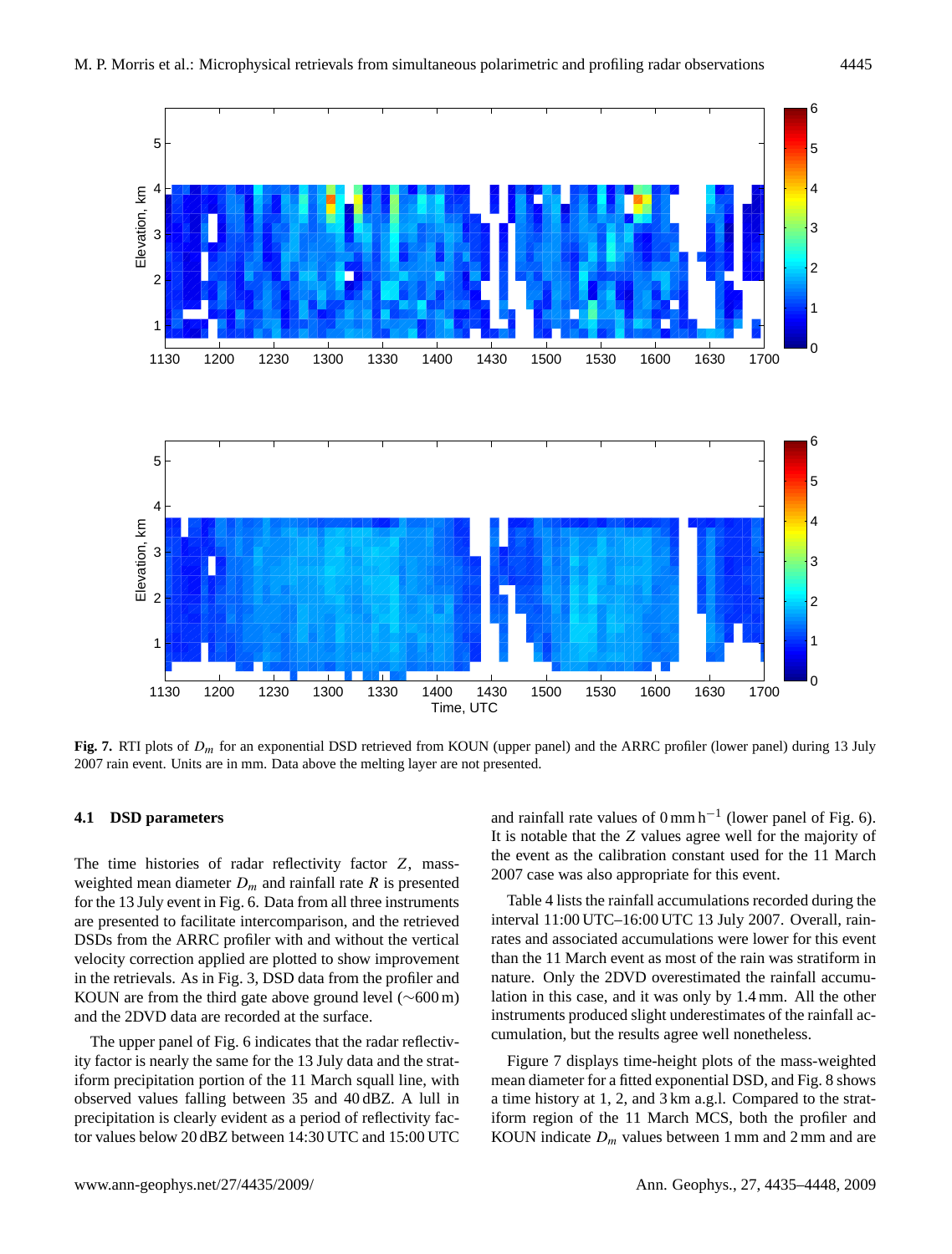**Fig. 7.** RTI plots of $D_m$ for an exponential DSD retrieved from KOUN (upper panel) and the ARRC profiler (lower panel) during 13 July 2007 rain event. Units are in mm. Data above the melting layer are not presented.

### 4.1 DSD parameters

The time histories of radar reflectivity factor $Z$, mass-weighted mean diameter $D_m$ and rainfall rate $R$ is presented for the 13 July event in Fig. 6. Data from all three instruments are presented to facilitate intercomparison, and the retrieved DSDs from the ARRC profiler with and without the vertical velocity correction applied are plotted to show improvement in the retrievals. As in Fig. 3, DSD data from the profiler and KOUN are from the third gate above ground level (∼600 m) and the 2DVD data are recorded at the surface.

The upper panel of Fig. 6 indicates that the radar reflectivity factor is nearly the same for the 13 July data and the stratiform precipitation portion of the 11 March squall line, with observed values falling between 35 and 40 dBZ. A lull in precipitation is clearly evident as a period of reflectivity factor values below 20 dBZ between 14:30 UTC and 15:00 UTC and rainfall rate values of 0 mm h$^{-1}$ (lower panel of Fig. 6). It is notable that the $Z$ values agree well for the majority of the event as the calibration constant used for the 11 March 2007 case was also appropriate for this event.

Table 4 lists the rainfall accumulations recorded during the interval 11:00 UTC–16:00 UTC 13 July 2007. Overall, rainrates and associated accumulations were lower for this event than the 11 March event as most of the rain was stratiform in nature. Only the 2DVD overestimated the rainfall accumulation in this case, and it was only by 1.4 mm. All the other instruments produced slight underestimates of the rainfall accumulation, but the results agree well nonetheless.

Figure 7 displays time-height plots of the mass-weighted mean diameter for a fitted exponential DSD, and Fig. 8 shows a time history at 1, 2, and 3 km a.g.l. Compared to the stratiform region of the 11 March MCS, both the profiler and KOUN indicate $D_m$ values between 1 mm and 2 mm and are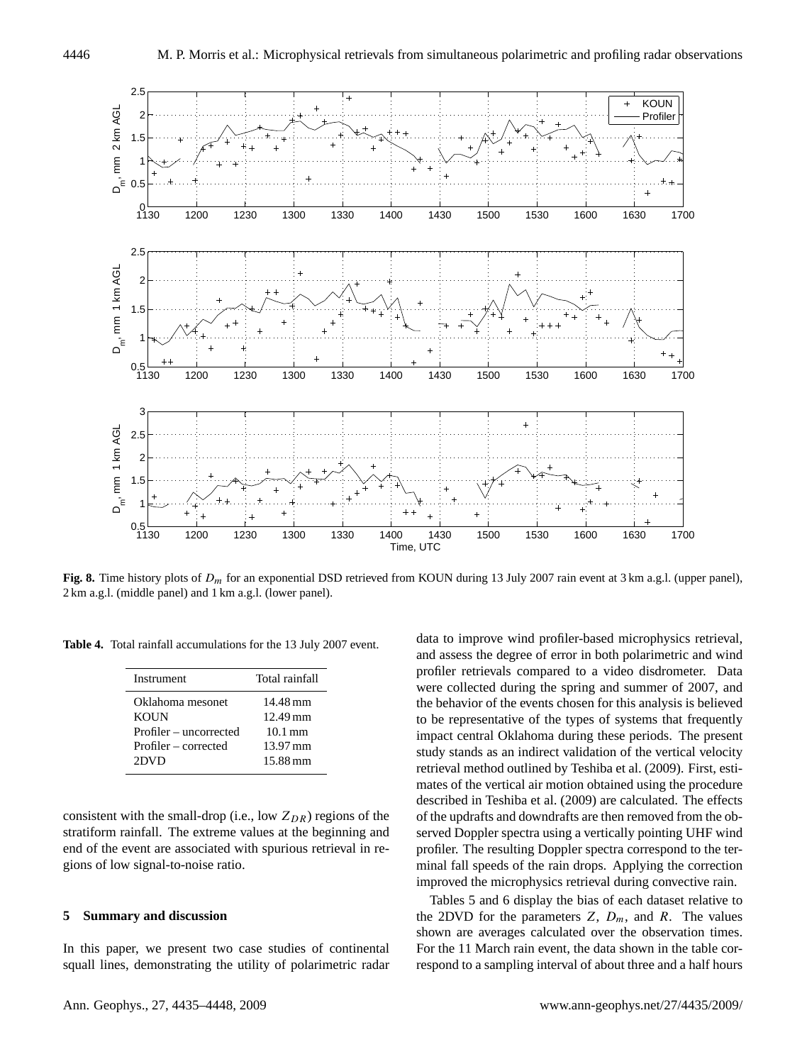**Fig. 8.** Time history plots of $D_m$ for an exponential DSD retrieved from KOUN during 13 July 2007 rain event at 3 km a.g.l. (upper panel), 2 km a.g.l. (middle panel) and 1 km a.g.l. (lower panel).

**Table 4.** Total rainfall accumulations for the 13 July 2007 event.

| Instrument | Total rainfall |
|---|---|
| Oklahoma mesonet | 14.48 mm |
| KOUN | 12.49 mm |
| Profiler – uncorrected | 10.1 mm |
| Profiler – corrected | 13.97 mm |
| 2DVD | 15.88 mm |

consistent with the small-drop (i.e., low $Z_{DR}$) regions of the stratiform rainfall. The extreme values at the beginning and end of the event are associated with spurious retrieval in regions of low signal-to-noise ratio.

## 5 Summary and discussion

In this paper, we present two case studies of continental squall lines, demonstrating the utility of polarimetric radar data to improve wind profiler-based microphysics retrieval, and assess the degree of error in both polarimetric and wind profiler retrievals compared to a video disdrometer. Data were collected during the spring and summer of 2007, and the behavior of the events chosen for this analysis is believed to be representative of the types of systems that frequently impact central Oklahoma during these periods. The present study stands as an indirect validation of the vertical velocity retrieval method outlined by Teshiba et al. (2009). First, estimates of the vertical air motion obtained using the procedure described in Teshiba et al. (2009) are calculated. The effects of the updrafts and downdrafts are then removed from the observed Doppler spectra using a vertically pointing UHF wind profiler. The resulting Doppler spectra correspond to the terminal fall speeds of the rain drops. Applying the correction improved the microphysics retrieval during convective rain.

Tables 5 and 6 display the bias of each dataset relative to the 2DVD for the parameters $Z$, $D_m$, and $R$. The values shown are averages calculated over the observation times. For the 11 March rain event, the data shown in the table correspond to a sampling interval of about three and a half hours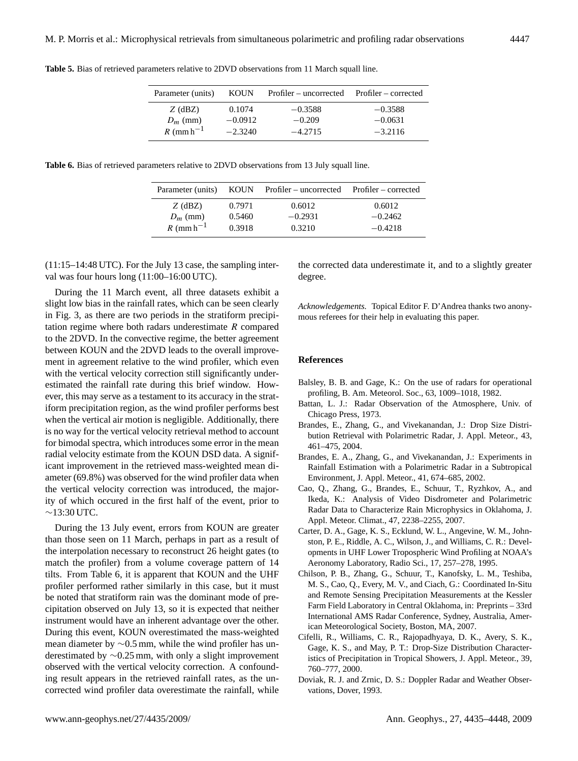**Table 5.** Bias of retrieved parameters relative to 2DVD observations from 11 March squall line.

| Parameter (units) | KOUN | Profiler – uncorrected | Profiler – corrected |
|---|---|---|---|
| $Z$ (dBZ) | 0.1074 | −0.3588 | −0.3588 |
| $D_m$ (mm) | −0.0912 | −0.209 | −0.0631 |
| $R$ (mm h$^{-1}$ | −2.3240 | −4.2715 | −3.2116 |

**Table 6.** Bias of retrieved parameters relative to 2DVD observations from 13 July squall line.

| Parameter (units) | KOUN | Profiler – uncorrected | Profiler – corrected |
|---|---|---|---|
| $Z$ (dBZ) | 0.7971 | 0.6012 | 0.6012 |
| $D_m$ (mm) | 0.5460 | −0.2931 | −0.2462 |
| $R$ (mm h$^{-1}$ | 0.3918 | 0.3210 | −0.4218 |

(11:15–14:48 UTC). For the July 13 case, the sampling interval was four hours long (11:00–16:00 UTC).

During the 11 March event, all three datasets exhibit a slight low bias in the rainfall rates, which can be seen clearly in Fig. 3, as there are two periods in the stratiform precipitation regime where both radars underestimate $R$ compared to the 2DVD. In the convective regime, the better agreement between KOUN and the 2DVD leads to the overall improvement in agreement relative to the wind profiler, which even with the vertical velocity correction still significantly underestimated the rainfall rate during this brief window. However, this may serve as a testament to its accuracy in the stratiform precipitation region, as the wind profiler performs best when the vertical air motion is negligible. Additionally, there is no way for the vertical velocity retrieval method to account for bimodal spectra, which introduces some error in the mean radial velocity estimate from the KOUN DSD data. A significant improvement in the retrieved mass-weighted mean diameter (69.8%) was observed for the wind profiler data when the vertical velocity correction was introduced, the majority of which occured in the first half of the event, prior to ∼13:30 UTC.

During the 13 July event, errors from KOUN are greater than those seen on 11 March, perhaps in part as a result of the interpolation necessary to reconstruct 26 height gates (to match the profiler) from a volume coverage pattern of 14 tilts. From Table 6, it is apparent that KOUN and the UHF profiler performed rather similarly in this case, but it must be noted that stratiform rain was the dominant mode of precipitation observed on July 13, so it is expected that neither instrument would have an inherent advantage over the other. During this event, KOUN overestimated the mass-weighted mean diameter by ∼0.5 mm, while the wind profiler has underestimated by ∼0.25 mm, with only a slight improvement observed with the vertical velocity correction. A confounding result appears in the retrieved rainfall rates, as the uncorrected wind profiler data overestimate the rainfall, while the corrected data underestimate it, and to a slightly greater degree.

*Acknowledgements.* Topical Editor F. D'Andrea thanks two anonymous referees for their help in evaluating this paper.

## References

Balsley, B. B. and Gage, K.: On the use of radars for operational profiling, B. Am. Meteorol. Soc., 63, 1009–1018, 1982.

Battan, L. J.: Radar Observation of the Atmosphere, Univ. of Chicago Press, 1973.

Brandes, E., Zhang, G., and Vivekanandan, J.: Drop Size Distribution Retrieval with Polarimetric Radar, J. Appl. Meteor., 43, 461–475, 2004.

Brandes, E. A., Zhang, G., and Vivekanandan, J.: Experiments in Rainfall Estimation with a Polarimetric Radar in a Subtropical Environment, J. Appl. Meteor., 41, 674–685, 2002.

Cao, Q., Zhang, G., Brandes, E., Schuur, T., Ryzhkov, A., and Ikeda, K.: Analysis of Video Disdrometer and Polarimetric Radar Data to Characterize Rain Microphysics in Oklahoma, J. Appl. Meteor. Climat., 47, 2238–2255, 2007.

Carter, D. A., Gage, K. S., Ecklund, W. L., Angevine, W. M., Johnston, P. E., Riddle, A. C., Wilson, J., and Williams, C. R.: Developments in UHF Lower Tropospheric Wind Profiling at NOAA's Aeronomy Laboratory, Radio Sci., 17, 257–278, 1995.

Chilson, P. B., Zhang, G., Schuur, T., Kanofsky, L. M., Teshiba, M. S., Cao, Q., Every, M. V., and Ciach, G.: Coordinated In-Situ and Remote Sensing Precipitation Measurements at the Kessler Farm Field Laboratory in Central Oklahoma, in: Preprints – 33rd International AMS Radar Conference, Sydney, Australia, American Meteorological Society, Boston, MA, 2007.

Cifelli, R., Williams, C. R., Rajopadhyaya, D. K., Avery, S. K., Gage, K. S., and May, P. T.: Drop-Size Distribution Characteristics of Precipitation in Tropical Showers, J. Appl. Meteor., 39, 760–777, 2000.

Doviak, R. J. and Zrnic, D. S.: Doppler Radar and Weather Observations, Dover, 1993.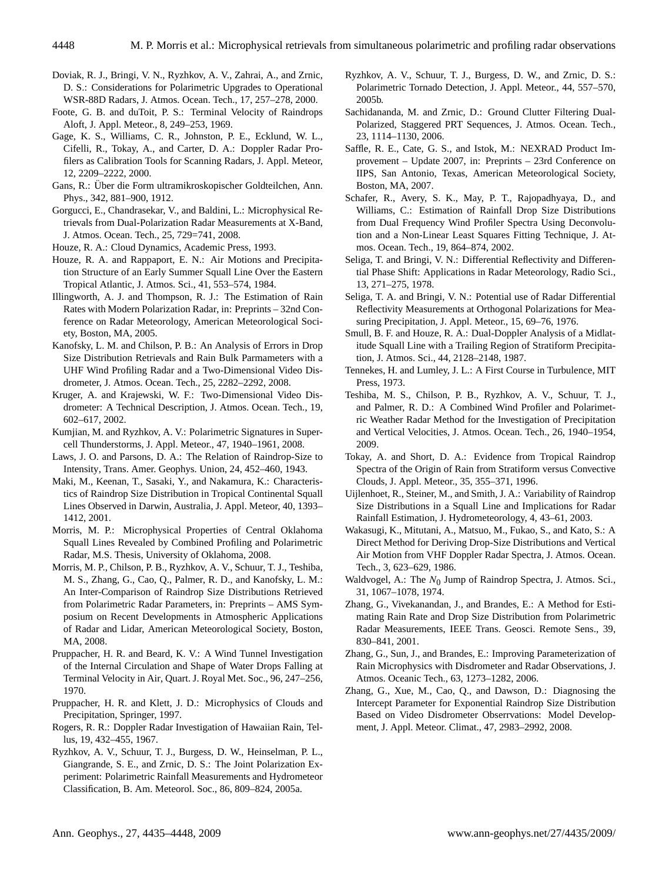Doviak, R. J., Bringi, V. N., Ryzhkov, A. V., Zahrai, A., and Zrnic, D. S.: Considerations for Polarimetric Upgrades to Operational WSR-88D Radars, J. Atmos. Ocean. Tech., 17, 257–278, 2000.

Foote, G. B. and duToit, P. S.: Terminal Velocity of Raindrops Aloft, J. Appl. Meteor., 8, 249–253, 1969.

Gage, K. S., Williams, C. R., Johnston, P. E., Ecklund, W. L., Cifelli, R., Tokay, A., and Carter, D. A.: Doppler Radar Profilers as Calibration Tools for Scanning Radars, J. Appl. Meteor, 12, 2209–2222, 2000.

Gans, R.: Über die Form ultramikroskopischer Goldteilchen, Ann. Phys., 342, 881–900, 1912.

Gorgucci, E., Chandrasekar, V., and Baldini, L.: Microphysical Retrievals from Dual-Polarization Radar Measurements at X-Band, J. Atmos. Ocean. Tech., 25, 729=741, 2008.

Houze, R. A.: Cloud Dynamics, Academic Press, 1993.

Houze, R. A. and Rappaport, E. N.: Air Motions and Precipitation Structure of an Early Summer Squall Line Over the Eastern Tropical Atlantic, J. Atmos. Sci., 41, 553–574, 1984.

Illingworth, A. J. and Thompson, R. J.: The Estimation of Rain Rates with Modern Polarization Radar, in: Preprints – 32nd Conference on Radar Meteorology, American Meteorological Society, Boston, MA, 2005.

Kanofsky, L. M. and Chilson, P. B.: An Analysis of Errors in Drop Size Distribution Retrievals and Rain Bulk Parmameters with a UHF Wind Profiling Radar and a Two-Dimensional Video Disdrometer, J. Atmos. Ocean. Tech., 25, 2282–2292, 2008.

Kruger, A. and Krajewski, W. F.: Two-Dimensional Video Disdrometer: A Technical Description, J. Atmos. Ocean. Tech., 19, 602–617, 2002.

Kumjian, M. and Ryzhkov, A. V.: Polarimetric Signatures in Supercell Thunderstorms, J. Appl. Meteor., 47, 1940–1961, 2008.

Laws, J. O. and Parsons, D. A.: The Relation of Raindrop-Size to Intensity, Trans. Amer. Geophys. Union, 24, 452–460, 1943.

Maki, M., Keenan, T., Sasaki, Y., and Nakamura, K.: Characteristics of Raindrop Size Distribution in Tropical Continental Squall Lines Observed in Darwin, Australia, J. Appl. Meteor, 40, 1393–1412, 2001.

Morris, M. P.: Microphysical Properties of Central Oklahoma Squall Lines Revealed by Combined Profiling and Polarimetric Radar, M.S. Thesis, University of Oklahoma, 2008.

Morris, M. P., Chilson, P. B., Ryzhkov, A. V., Schuur, T. J., Teshiba, M. S., Zhang, G., Cao, Q., Palmer, R. D., and Kanofsky, L. M.: An Inter-Comparison of Raindrop Size Distributions Retrieved from Polarimetric Radar Parameters, in: Preprints – AMS Symposium on Recent Developments in Atmospheric Applications of Radar and Lidar, American Meteorological Society, Boston, MA, 2008.

Pruppacher, H. R. and Beard, K. V.: A Wind Tunnel Investigation of the Internal Circulation and Shape of Water Drops Falling at Terminal Velocity in Air, Quart. J. Royal Met. Soc., 96, 247–256, 1970.

Pruppacher, H. R. and Klett, J. D.: Microphysics of Clouds and Precipitation, Springer, 1997.

Rogers, R. R.: Doppler Radar Investigation of Hawaiian Rain, Tellus, 19, 432–455, 1967.

Ryzhkov, A. V., Schuur, T. J., Burgess, D. W., Heinselman, P. L., Giangrande, S. E., and Zrnic, D. S.: The Joint Polarization Experiment: Polarimetric Rainfall Measurements and Hydrometeor Classification, B. Am. Meteorol. Soc., 86, 809–824, 2005a.

Ryzhkov, A. V., Schuur, T. J., Burgess, D. W., and Zrnic, D. S.: Polarimetric Tornado Detection, J. Appl. Meteor., 44, 557–570, 2005b.

Sachidananda, M. and Zrnic, D.: Ground Clutter Filtering Dual-Polarized, Staggered PRT Sequences, J. Atmos. Ocean. Tech., 23, 1114–1130, 2006.

Saffle, R. E., Cate, G. S., and Istok, M.: NEXRAD Product Improvement – Update 2007, in: Preprints – 23rd Conference on IIPS, San Antonio, Texas, American Meteorological Society, Boston, MA, 2007.

Schafer, R., Avery, S. K., May, P. T., Rajopadhyaya, D., and Williams, C.: Estimation of Rainfall Drop Size Distributions from Dual Frequency Wind Profiler Spectra Using Deconvolution and a Non-Linear Least Squares Fitting Technique, J. Atmos. Ocean. Tech., 19, 864–874, 2002.

Seliga, T. and Bringi, V. N.: Differential Reflectivity and Differential Phase Shift: Applications in Radar Meteorology, Radio Sci., 13, 271–275, 1978.

Seliga, T. A. and Bringi, V. N.: Potential use of Radar Differential Reflectivity Measurements at Orthogonal Polarizations for Measuring Precipitation, J. Appl. Meteor., 15, 69–76, 1976.

Smull, B. F. and Houze, R. A.: Dual-Doppler Analysis of a Midlatitude Squall Line with a Trailing Region of Stratiform Precipitation, J. Atmos. Sci., 44, 2128–2148, 1987.

Tennekes, H. and Lumley, J. L.: A First Course in Turbulence, MIT Press, 1973.

Teshiba, M. S., Chilson, P. B., Ryzhkov, A. V., Schuur, T. J., and Palmer, R. D.: A Combined Wind Profiler and Polarimetric Weather Radar Method for the Investigation of Precipitation and Vertical Velocities, J. Atmos. Ocean. Tech., 26, 1940–1954, 2009.

Tokay, A. and Short, D. A.: Evidence from Tropical Raindrop Spectra of the Origin of Rain from Stratiform versus Convective Clouds, J. Appl. Meteor., 35, 355–371, 1996.

Uijlenhoet, R., Steiner, M., and Smith, J. A.: Variability of Raindrop Size Distributions in a Squall Line and Implications for Radar Rainfall Estimation, J. Hydrometeorology, 4, 43–61, 2003.

Wakasugi, K., Mitutani, A., Matsuo, M., Fukao, S., and Kato, S.: A Direct Method for Deriving Drop-Size Distributions and Vertical Air Motion from VHF Doppler Radar Spectra, J. Atmos. Ocean. Tech., 3, 623–629, 1986.

Waldvogel, A.: The $N_0$ Jump of Raindrop Spectra, J. Atmos. Sci., 31, 1067–1078, 1974.

Zhang, G., Vivekanandan, J., and Brandes, E.: A Method for Estimating Rain Rate and Drop Size Distribution from Polarimetric Radar Measurements, IEEE Trans. Geosci. Remote Sens., 39, 830–841, 2001.

Zhang, G., Sun, J., and Brandes, E.: Improving Parameterization of Rain Microphysics with Disdrometer and Radar Observations, J. Atmos. Oceanic Tech., 63, 1273–1282, 2006.

Zhang, G., Xue, M., Cao, Q., and Dawson, D.: Diagnosing the Intercept Parameter for Exponential Raindrop Size Distribution Based on Video Disdrometer Observrvations: Model Development, J. Appl. Meteor. Climat., 47, 2983–2992, 2008.